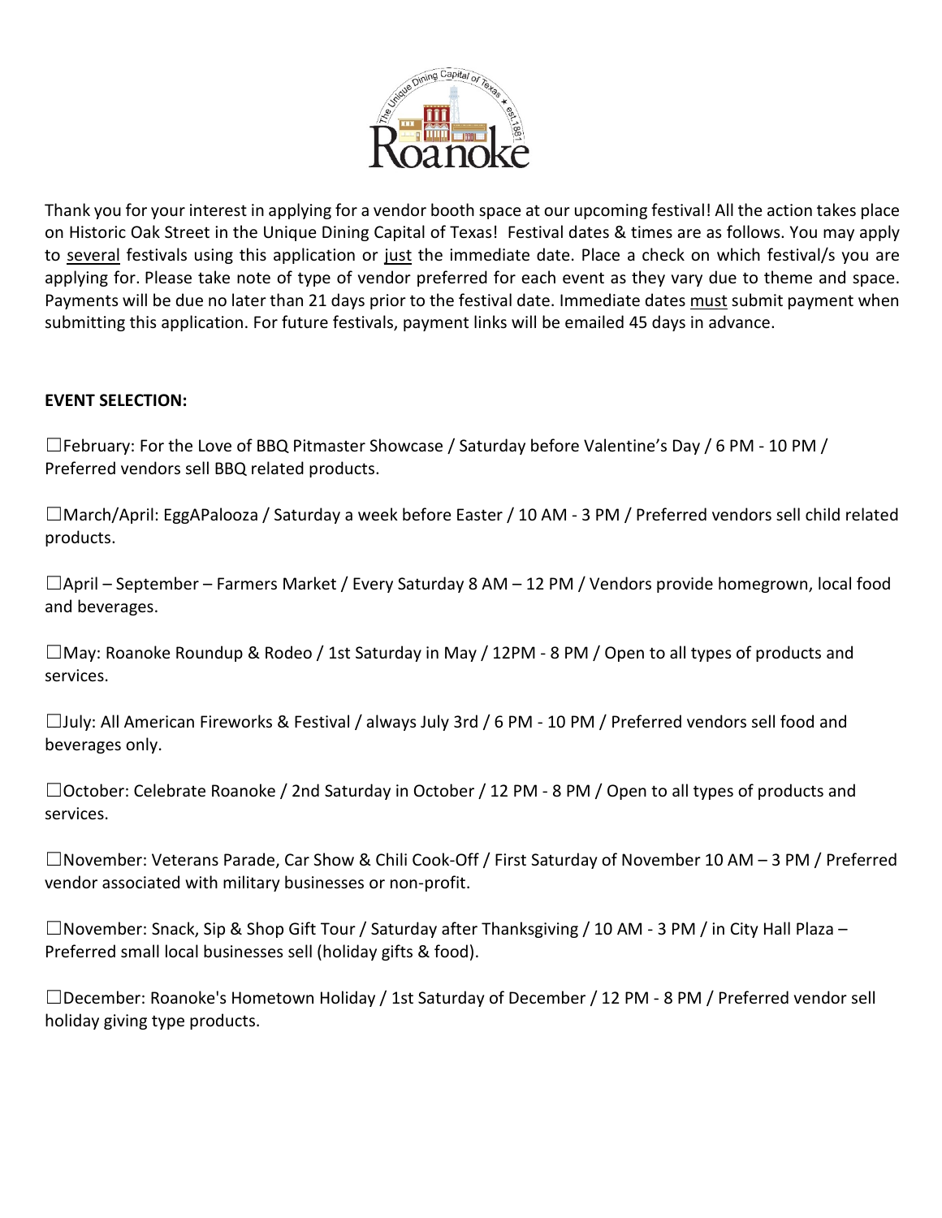Thank you for your interest in applying for a vendor booth space at our upcoming festival! All the action takes place on Historic Oak Street in the Unique Dining Capital of Texas! Festival dates & times are as follows. You may apply to several festivals using this application or just the immediate date. Place a check on which festival/s you are applying for. Please take note of type of vendor preferred for each event as they vary due to theme and space. Payments will be due no later than 21 days prior to the festival date. Immediate dates must submit payment when submitting this application. For future festivals, payment links will be emailed 45 days in advance.

**EVENT SELECTION:**

☐February: For the Love of BBQ Pitmaster Showcase / Saturday before Valentine's Day / 6 PM - 10 PM / Preferred vendors sell BBQ related products.

☐March/April: EggAPalooza / Saturday a week before Easter / 10 AM - 3 PM / Preferred vendors sell child related products.

☐April – September – Farmers Market / Every Saturday 8 AM – 12 PM / Vendors provide homegrown, local food and beverages.

☐May: Roanoke Roundup & Rodeo / 1st Saturday in May / 12PM - 8 PM / Open to all types of products and services.

☐July: All American Fireworks & Festival / always July 3rd / 6 PM - 10 PM / Preferred vendors sell food and beverages only.

☐October: Celebrate Roanoke / 2nd Saturday in October / 12 PM - 8 PM / Open to all types of products and services.

☐November: Veterans Parade, Car Show & Chili Cook-Off / First Saturday of November 10 AM – 3 PM / Preferred vendor associated with military businesses or non-profit.

☐November: Snack, Sip & Shop Gift Tour / Saturday after Thanksgiving / 10 AM - 3 PM / in City Hall Plaza – Preferred small local businesses sell (holiday gifts & food).

☐December: Roanoke's Hometown Holiday / 1st Saturday of December / 12 PM - 8 PM / Preferred vendor sell holiday giving type products.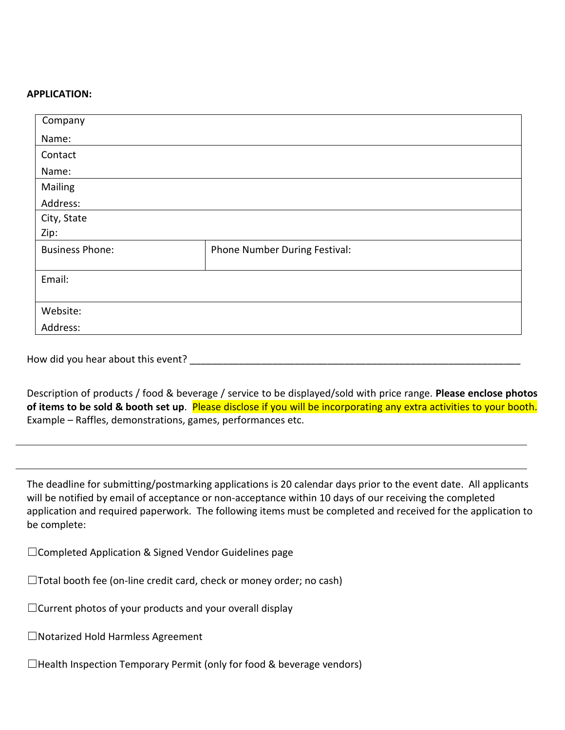**APPLICATION:**

| Company Name: | |
|---|---|
| Contact Name: | |
| Mailing Address: | |
| City, State Zip: | |
| Business Phone: | Phone Number During Festival: |
| Email: | |
| Website: Address: | |

How did you hear about this event? ___________________________________________________________

Description of products / food & beverage / service to be displayed/sold with price range. **Please enclose photos of items to be sold & booth set up**. Please disclose if you will be incorporating any extra activities to your booth. Example – Raffles, demonstrations, games, performances etc.

---

---

The deadline for submitting/postmarking applications is 20 calendar days prior to the event date. All applicants will be notified by email of acceptance or non-acceptance within 10 days of our receiving the completed application and required paperwork. The following items must be completed and received for the application to be complete:

☐Completed Application & Signed Vendor Guidelines page

☐Total booth fee (on-line credit card, check or money order; no cash)

☐Current photos of your products and your overall display

☐Notarized Hold Harmless Agreement

☐Health Inspection Temporary Permit (only for food & beverage vendors)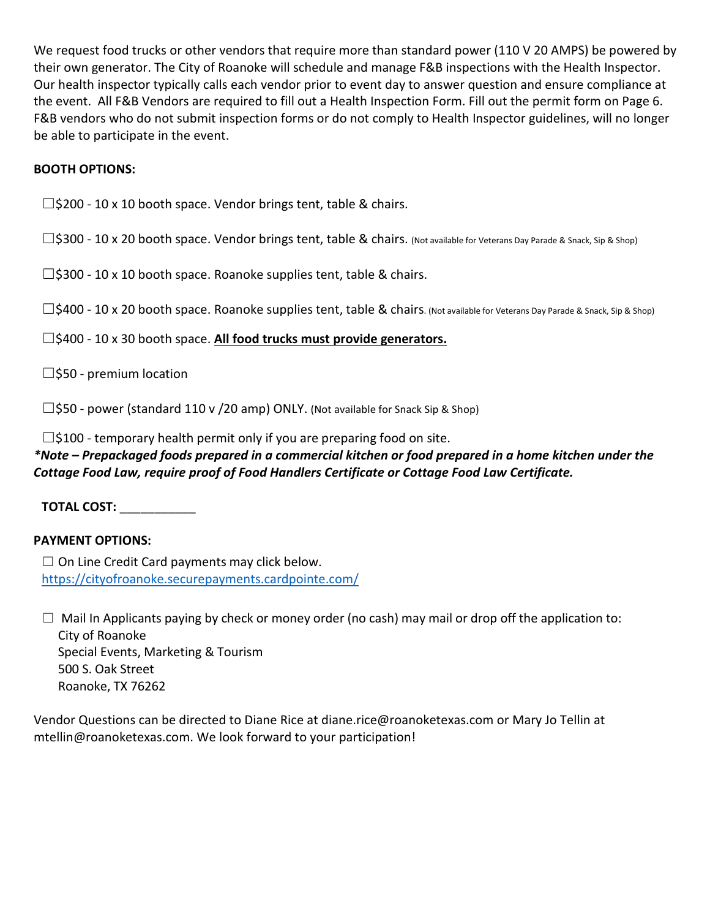We request food trucks or other vendors that require more than standard power (110 V 20 AMPS) be powered by their own generator. The City of Roanoke will schedule and manage F&B inspections with the Health Inspector. Our health inspector typically calls each vendor prior to event day to answer question and ensure compliance at the event. All F&B Vendors are required to fill out a Health Inspection Form. Fill out the permit form on Page 6. F&B vendors who do not submit inspection forms or do not comply to Health Inspector guidelines, will no longer be able to participate in the event.

**BOOTH OPTIONS:**

☐$200 - 10 x 10 booth space. Vendor brings tent, table & chairs.

☐$300 - 10 x 20 booth space. Vendor brings tent, table & chairs. (Not available for Veterans Day Parade & Snack, Sip & Shop)

☐$300 - 10 x 10 booth space. Roanoke supplies tent, table & chairs.

☐$400 - 10 x 20 booth space. Roanoke supplies tent, table & chairs. (Not available for Veterans Day Parade & Snack, Sip & Shop)

☐$400 - 10 x 30 booth space. **All food trucks must provide generators.**

☐$50 - premium location

☐$50 - power (standard 110 v /20 amp) ONLY. (Not available for Snack Sip & Shop)

☐$100 - temporary health permit only if you are preparing food on site.

***Note – Prepackaged foods prepared in a commercial kitchen or food prepared in a home kitchen under the Cottage Food Law, require proof of Food Handlers Certificate or Cottage Food Law Certificate.***

**TOTAL COST:** ___________

**PAYMENT OPTIONS:**

☐ On Line Credit Card payments may click below.
https://cityofroanoke.securepayments.cardpointe.com/

☐ Mail In Applicants paying by check or money order (no cash) may mail or drop off the application to:
City of Roanoke
Special Events, Marketing & Tourism
500 S. Oak Street
Roanoke, TX 76262

Vendor Questions can be directed to Diane Rice at diane.rice@roanoketexas.com or Mary Jo Tellin at mtellin@roanoketexas.com. We look forward to your participation!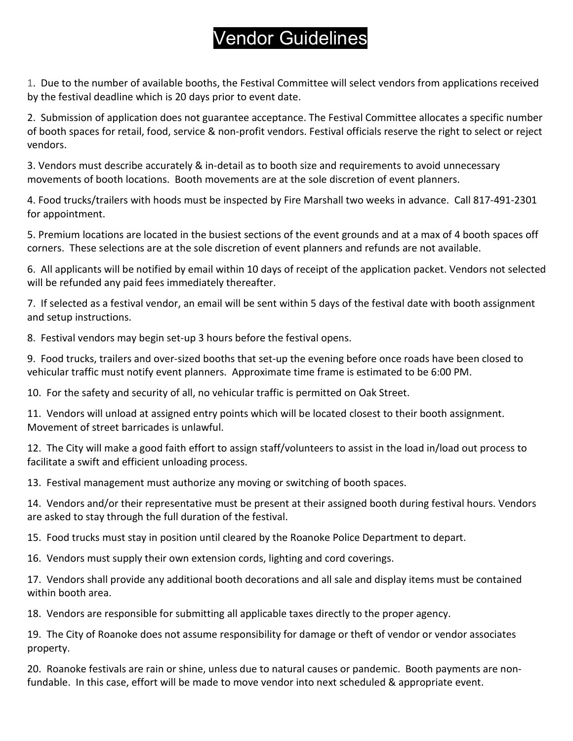# Vendor Guidelines

1. Due to the number of available booths, the Festival Committee will select vendors from applications received by the festival deadline which is 20 days prior to event date.

2. Submission of application does not guarantee acceptance. The Festival Committee allocates a specific number of booth spaces for retail, food, service & non-profit vendors. Festival officials reserve the right to select or reject vendors.

3. Vendors must describe accurately & in-detail as to booth size and requirements to avoid unnecessary movements of booth locations. Booth movements are at the sole discretion of event planners.

4. Food trucks/trailers with hoods must be inspected by Fire Marshall two weeks in advance. Call 817-491-2301 for appointment.

5. Premium locations are located in the busiest sections of the event grounds and at a max of 4 booth spaces off corners. These selections are at the sole discretion of event planners and refunds are not available.

6. All applicants will be notified by email within 10 days of receipt of the application packet. Vendors not selected will be refunded any paid fees immediately thereafter.

7. If selected as a festival vendor, an email will be sent within 5 days of the festival date with booth assignment and setup instructions.

8. Festival vendors may begin set-up 3 hours before the festival opens.

9. Food trucks, trailers and over-sized booths that set-up the evening before once roads have been closed to vehicular traffic must notify event planners. Approximate time frame is estimated to be 6:00 PM.

10. For the safety and security of all, no vehicular traffic is permitted on Oak Street.

11. Vendors will unload at assigned entry points which will be located closest to their booth assignment. Movement of street barricades is unlawful.

12. The City will make a good faith effort to assign staff/volunteers to assist in the load in/load out process to facilitate a swift and efficient unloading process.

13. Festival management must authorize any moving or switching of booth spaces.

14. Vendors and/or their representative must be present at their assigned booth during festival hours. Vendors are asked to stay through the full duration of the festival.

15. Food trucks must stay in position until cleared by the Roanoke Police Department to depart.

16. Vendors must supply their own extension cords, lighting and cord coverings.

17. Vendors shall provide any additional booth decorations and all sale and display items must be contained within booth area.

18. Vendors are responsible for submitting all applicable taxes directly to the proper agency.

19. The City of Roanoke does not assume responsibility for damage or theft of vendor or vendor associates property.

20. Roanoke festivals are rain or shine, unless due to natural causes or pandemic. Booth payments are non-fundable. In this case, effort will be made to move vendor into next scheduled & appropriate event.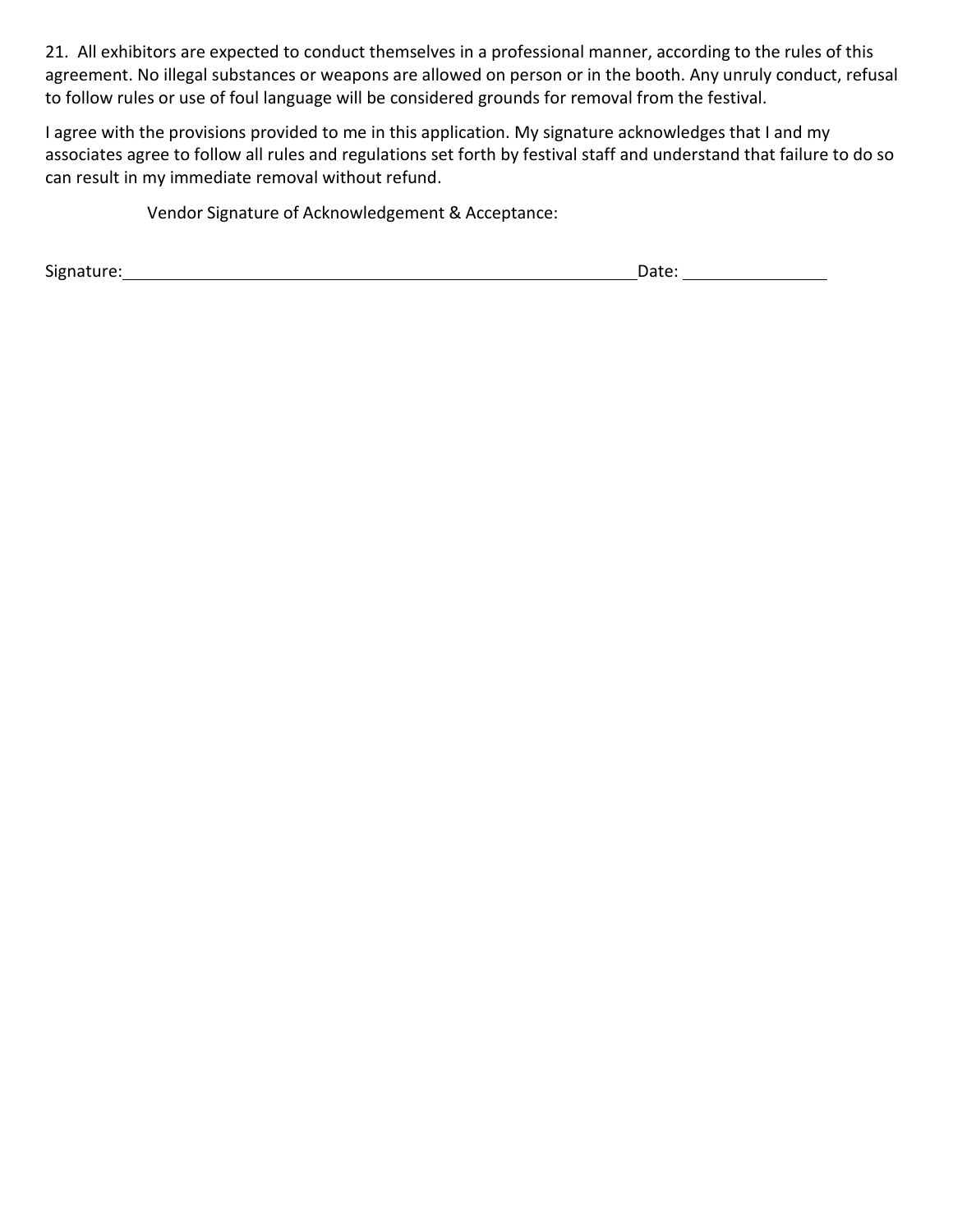21. All exhibitors are expected to conduct themselves in a professional manner, according to the rules of this agreement. No illegal substances or weapons are allowed on person or in the booth. Any unruly conduct, refusal to follow rules or use of foul language will be considered grounds for removal from the festival.

I agree with the provisions provided to me in this application. My signature acknowledges that I and my associates agree to follow all rules and regulations set forth by festival staff and understand that failure to do so can result in my immediate removal without refund.

Vendor Signature of Acknowledgement & Acceptance:

Signature:_____________________________________________ Date: _______________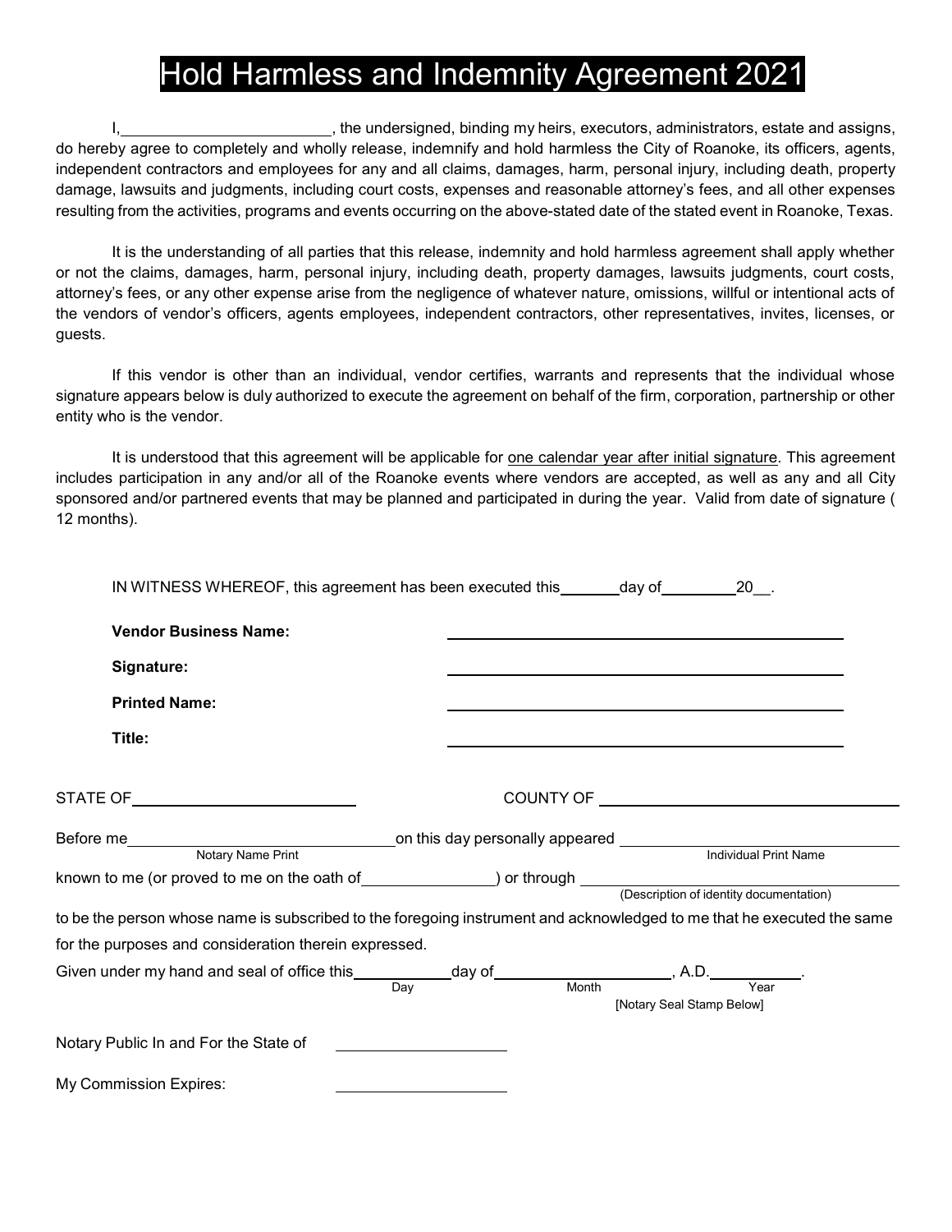# Hold Harmless and Indemnity Agreement 2021

I, ________________________, the undersigned, binding my heirs, executors, administrators, estate and assigns, do hereby agree to completely and wholly release, indemnify and hold harmless the City of Roanoke, its officers, agents, independent contractors and employees for any and all claims, damages, harm, personal injury, including death, property damage, lawsuits and judgments, including court costs, expenses and reasonable attorney's fees, and all other expenses resulting from the activities, programs and events occurring on the above-stated date of the stated event in Roanoke, Texas.

It is the understanding of all parties that this release, indemnity and hold harmless agreement shall apply whether or not the claims, damages, harm, personal injury, including death, property damages, lawsuits judgments, court costs, attorney's fees, or any other expense arise from the negligence of whatever nature, omissions, willful or intentional acts of the vendors of vendor's officers, agents employees, independent contractors, other representatives, invites, licenses, or guests.

If this vendor is other than an individual, vendor certifies, warrants and represents that the individual whose signature appears below is duly authorized to execute the agreement on behalf of the firm, corporation, partnership or other entity who is the vendor.

It is understood that this agreement will be applicable for <u>one calendar year after initial signature</u>. This agreement includes participation in any and/or all of the Roanoke events where vendors are accepted, as well as any and all City sponsored and/or partnered events that may be planned and participated in during the year. Valid from date of signature ( 12 months).

IN WITNESS WHEREOF, this agreement has been executed this _______ day of _________ 20__.

**Vendor Business Name:** ________________________________

**Signature:** ________________________________

**Printed Name:** ________________________________

**Title:** ________________________________

STATE OF ________________________ COUNTY OF ________________________

Before me ________________________ (Notary Name Print) on this day personally appeared ________________________ (Individual Print Name)

known to me (or proved to me on the oath of ______________) or through ________________________ (Description of identity documentation)

to be the person whose name is subscribed to the foregoing instrument and acknowledged to me that he executed the same for the purposes and consideration therein expressed.

Given under my hand and seal of office this __________ (Day) day of __________________ (Month), A.D. __________ (Year).

[Notary Seal Stamp Below]

Notary Public In and For the State of ____________________

My Commission Expires: ____________________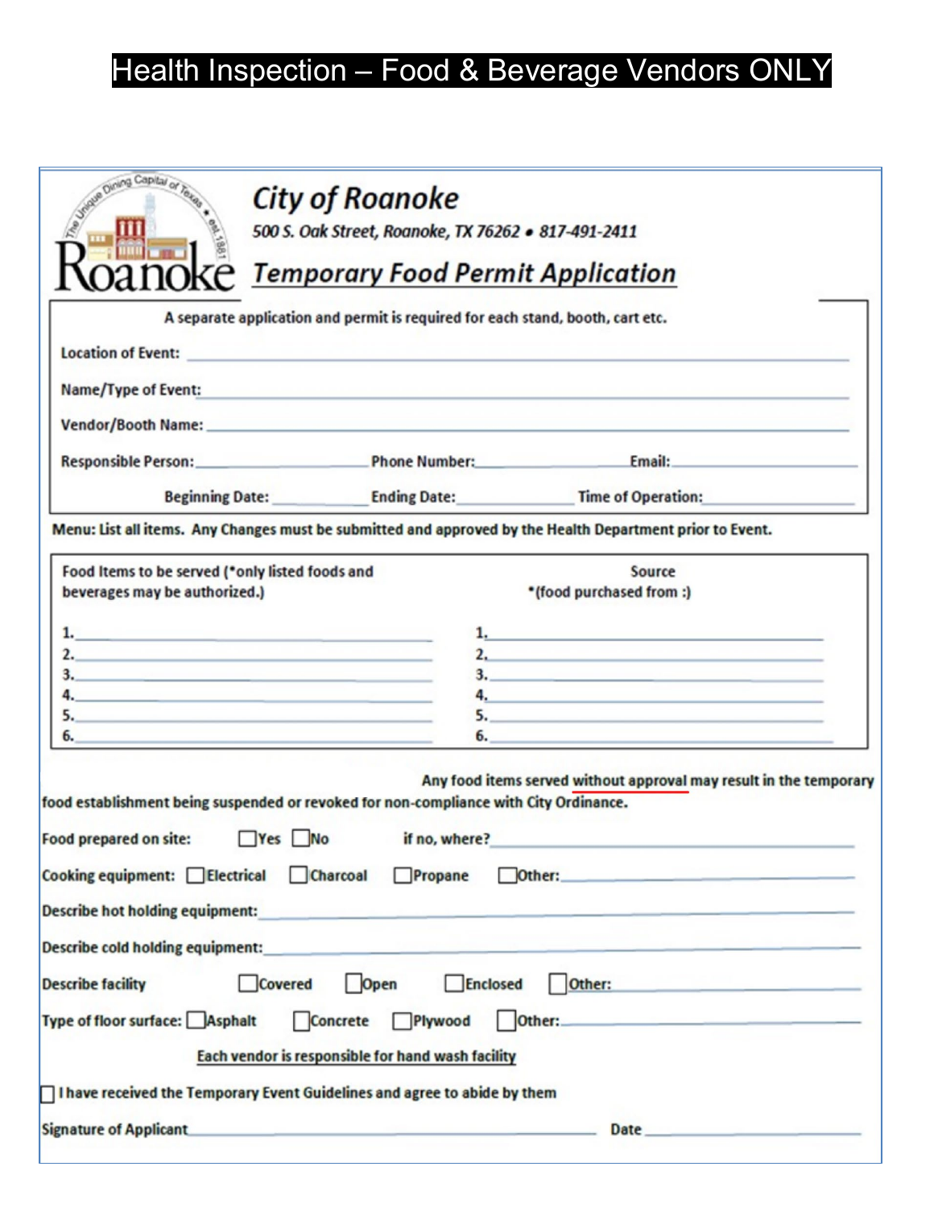# Health Inspection – Food & Beverage Vendors ONLY

## City of Roanoke

500 S. Oak Street, Roanoke, TX 76262 • 817-491-2411

## Temporary Food Permit Application

A separate application and permit is required for each stand, booth, cart etc.

Location of Event: ______________________________

Name/Type of Event: ______________________________

Vendor/Booth Name: ______________________________

Responsible Person: ____________ Phone Number: ____________ Email: ____________

Beginning Date: ____________ Ending Date: ____________ Time of Operation: ____________

**Menu: List all items. Any Changes must be submitted and approved by the Health Department prior to Event.**

| Food Items to be served (*only listed foods and beverages may be authorized.) | Source *(food purchased from :) |
|---|---|
| 1. | 1. |
| 2. | 2. |
| 3. | 3. |
| 4. | 4. |
| 5. | 5. |
| 6. | 6. |

Any food items served without approval may result in the temporary food establishment being suspended or revoked for non-compliance with City Ordinance.

Food prepared on site: ☐ Yes ☐ No if no, where? ____________

Cooking equipment: ☐ Electrical ☐ Charcoal ☐ Propane ☐ Other: ____________

Describe hot holding equipment: ____________

Describe cold holding equipment: ____________

Describe facility ☐ Covered ☐ Open ☐ Enclosed ☐ Other: ____________

Type of floor surface: ☐ Asphalt ☐ Concrete ☐ Plywood ☐ Other: ____________

**Each vendor is responsible for hand wash facility**

☐ I have received the Temporary Event Guidelines and agree to abide by them

Signature of Applicant ______________________________ Date ____________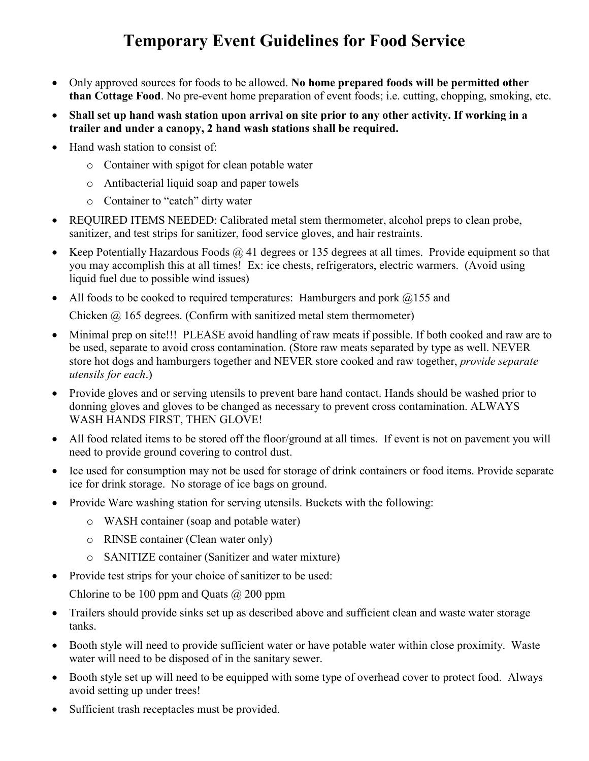# Temporary Event Guidelines for Food Service

- Only approved sources for foods to be allowed. **No home prepared foods will be permitted other than Cottage Food**. No pre-event home preparation of event foods; i.e. cutting, chopping, smoking, etc.
- **Shall set up hand wash station upon arrival on site prior to any other activity. If working in a trailer and under a canopy, 2 hand wash stations shall be required.**
- Hand wash station to consist of:
  - Container with spigot for clean potable water
  - Antibacterial liquid soap and paper towels
  - Container to "catch" dirty water
- REQUIRED ITEMS NEEDED: Calibrated metal stem thermometer, alcohol preps to clean probe, sanitizer, and test strips for sanitizer, food service gloves, and hair restraints.
- Keep Potentially Hazardous Foods @ 41 degrees or 135 degrees at all times. Provide equipment so that you may accomplish this at all times! Ex: ice chests, refrigerators, electric warmers. (Avoid using liquid fuel due to possible wind issues)
- All foods to be cooked to required temperatures: Hamburgers and pork @155 and

  Chicken @ 165 degrees. (Confirm with sanitized metal stem thermometer)
- Minimal prep on site!!! PLEASE avoid handling of raw meats if possible. If both cooked and raw are to be used, separate to avoid cross contamination. (Store raw meats separated by type as well. NEVER store hot dogs and hamburgers together and NEVER store cooked and raw together, *provide separate utensils for each*.)
- Provide gloves and or serving utensils to prevent bare hand contact. Hands should be washed prior to donning gloves and gloves to be changed as necessary to prevent cross contamination. ALWAYS WASH HANDS FIRST, THEN GLOVE!
- All food related items to be stored off the floor/ground at all times. If event is not on pavement you will need to provide ground covering to control dust.
- Ice used for consumption may not be used for storage of drink containers or food items. Provide separate ice for drink storage. No storage of ice bags on ground.
- Provide Ware washing station for serving utensils. Buckets with the following:
  - WASH container (soap and potable water)
  - RINSE container (Clean water only)
  - SANITIZE container (Sanitizer and water mixture)
- Provide test strips for your choice of sanitizer to be used:

  Chlorine to be 100 ppm and Quats @ 200 ppm
- Trailers should provide sinks set up as described above and sufficient clean and waste water storage tanks.
- Booth style will need to provide sufficient water or have potable water within close proximity. Waste water will need to be disposed of in the sanitary sewer.
- Booth style set up will need to be equipped with some type of overhead cover to protect food. Always avoid setting up under trees!
- Sufficient trash receptacles must be provided.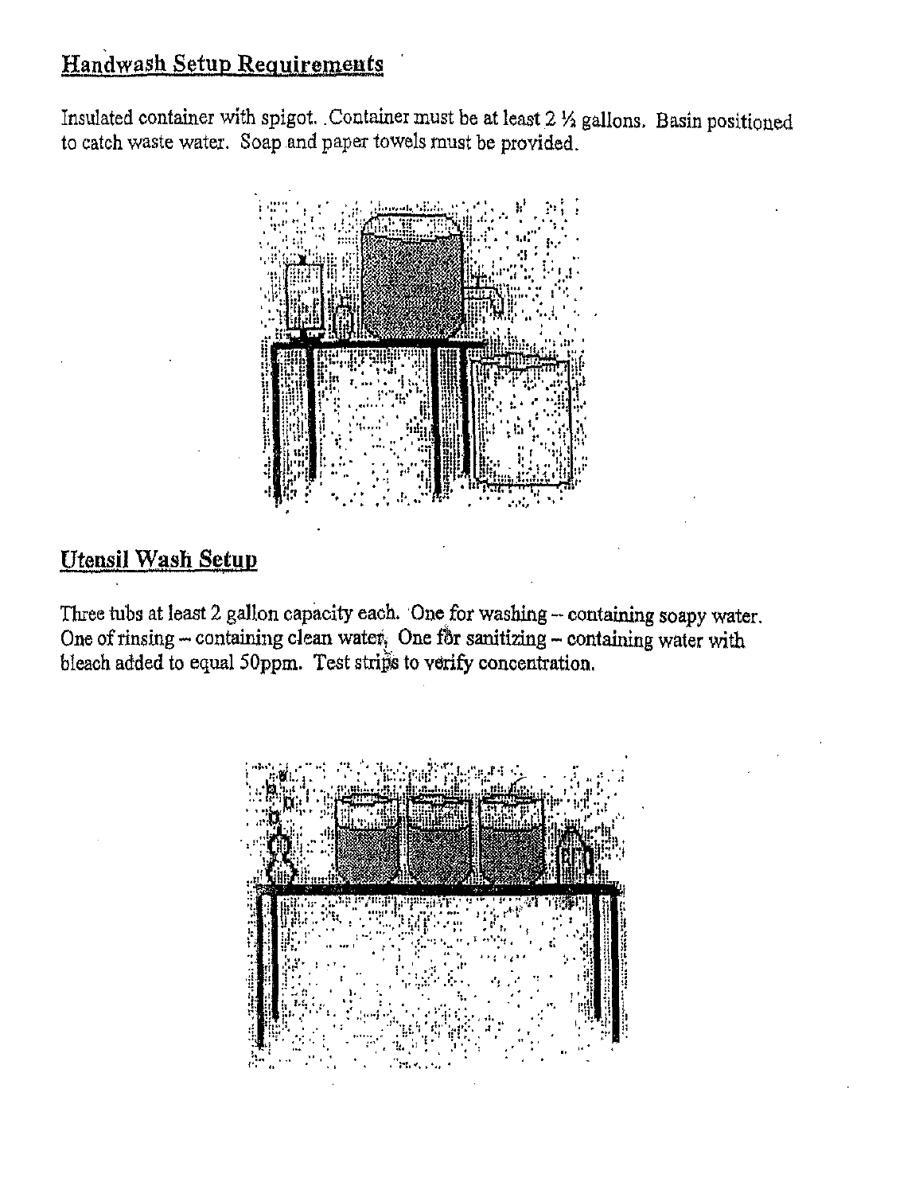## Handwash Setup Requirements

Insulated container with spigot. Container must be at least 2 ½ gallons. Basin positioned to catch waste water. Soap and paper towels must be provided.

## Utensil Wash Setup

Three tubs at least 2 gallon capacity each. One for washing – containing soapy water. One of rinsing – containing clean water. One for sanitizing – containing water with bleach added to equal 50ppm. Test strips to verify concentration.